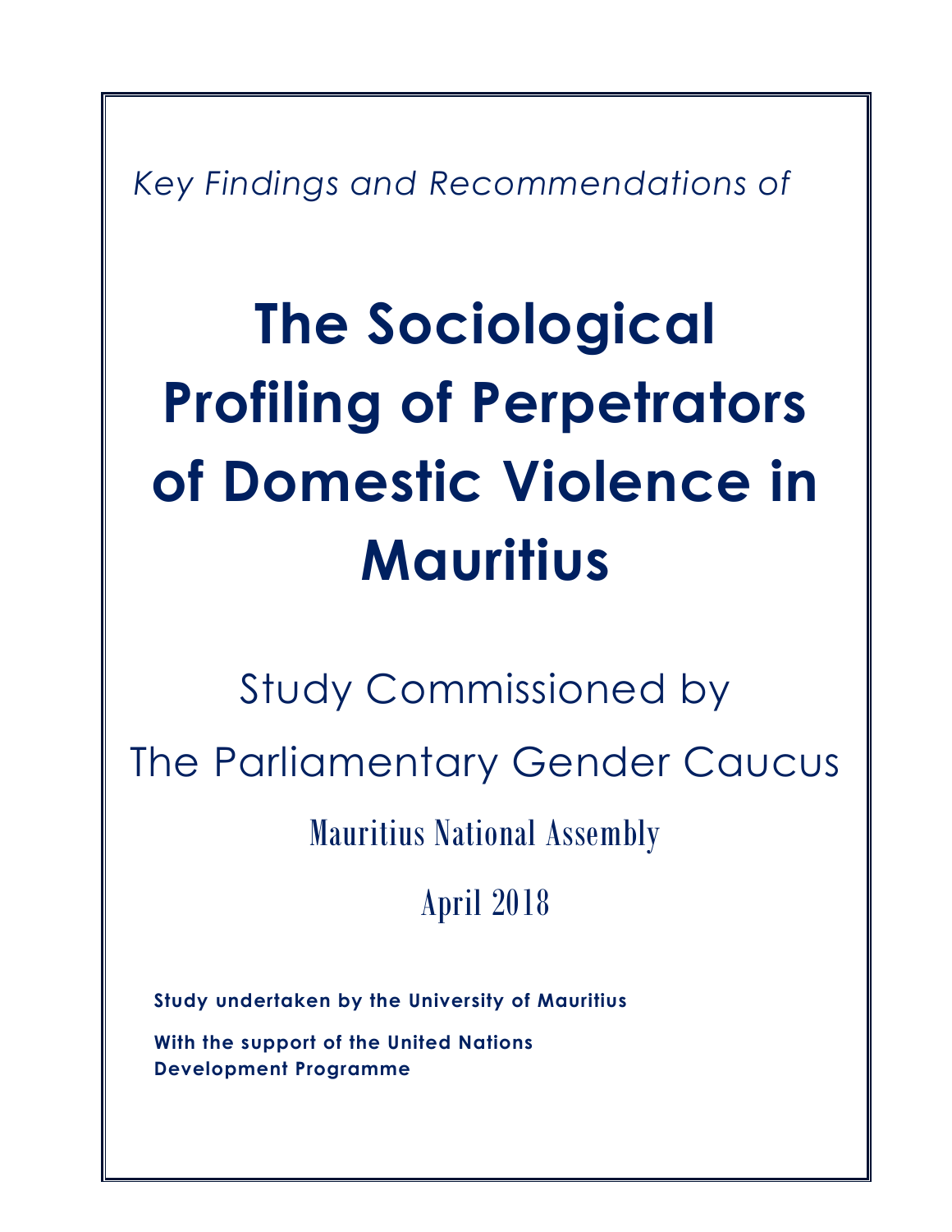*Key Findings and Recommendations of*

# The Sociological Profiling of Perpetrators of Domestic Violence in Mauritius

Study Commissioned by

The Parliamentary Gender Caucus

Mauritius National Assembly

April 2018

**Study undertaken by the University of Mauritius**

**With the support of the United Nations Development Programme**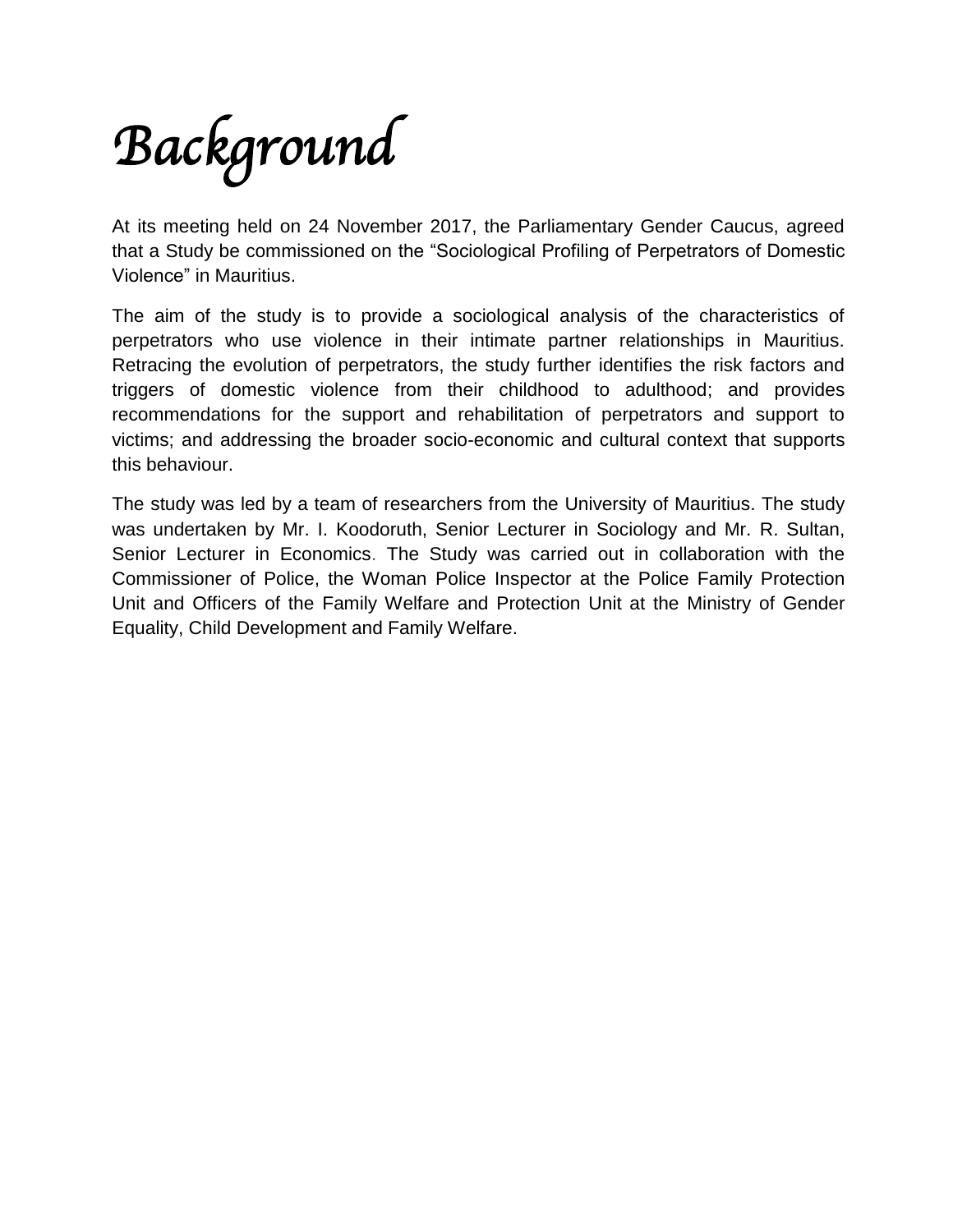# Background

At its meeting held on 24 November 2017, the Parliamentary Gender Caucus, agreed that a Study be commissioned on the "Sociological Profiling of Perpetrators of Domestic Violence" in Mauritius.

The aim of the study is to provide a sociological analysis of the characteristics of perpetrators who use violence in their intimate partner relationships in Mauritius. Retracing the evolution of perpetrators, the study further identifies the risk factors and triggers of domestic violence from their childhood to adulthood; and provides recommendations for the support and rehabilitation of perpetrators and support to victims; and addressing the broader socio-economic and cultural context that supports this behaviour.

The study was led by a team of researchers from the University of Mauritius. The study was undertaken by Mr. I. Koodoruth, Senior Lecturer in Sociology and Mr. R. Sultan, Senior Lecturer in Economics. The Study was carried out in collaboration with the Commissioner of Police, the Woman Police Inspector at the Police Family Protection Unit and Officers of the Family Welfare and Protection Unit at the Ministry of Gender Equality, Child Development and Family Welfare.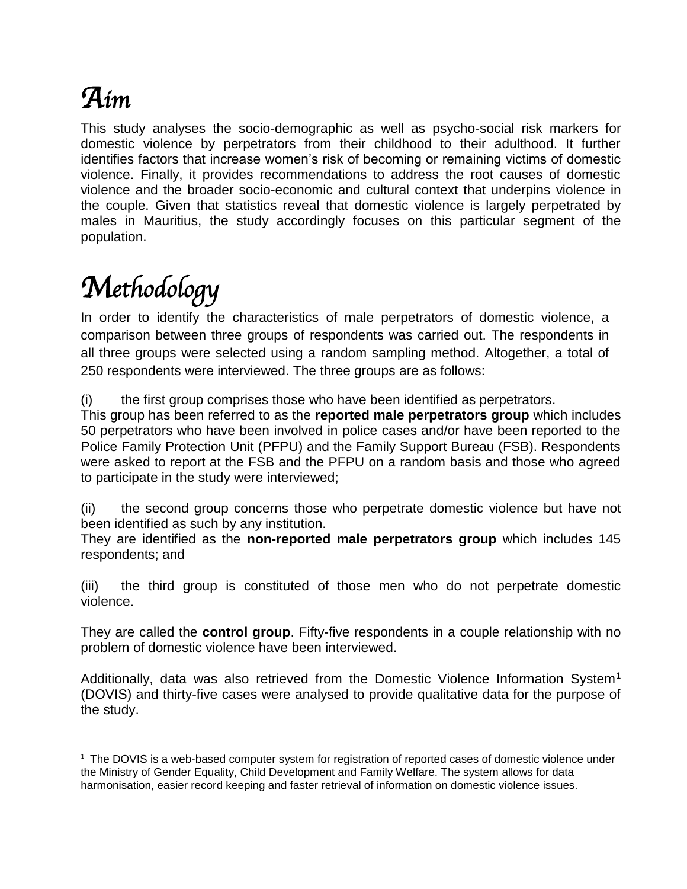# Aim

This study analyses the socio-demographic as well as psycho-social risk markers for domestic violence by perpetrators from their childhood to their adulthood. It further identifies factors that increase women's risk of becoming or remaining victims of domestic violence. Finally, it provides recommendations to address the root causes of domestic violence and the broader socio-economic and cultural context that underpins violence in the couple. Given that statistics reveal that domestic violence is largely perpetrated by males in Mauritius, the study accordingly focuses on this particular segment of the population.

# Methodology

In order to identify the characteristics of male perpetrators of domestic violence, a comparison between three groups of respondents was carried out. The respondents in all three groups were selected using a random sampling method. Altogether, a total of 250 respondents were interviewed. The three groups are as follows:

(i) the first group comprises those who have been identified as perpetrators.
This group has been referred to as the **reported male perpetrators group** which includes 50 perpetrators who have been involved in police cases and/or have been reported to the Police Family Protection Unit (PFPU) and the Family Support Bureau (FSB). Respondents were asked to report at the FSB and the PFPU on a random basis and those who agreed to participate in the study were interviewed;

(ii) the second group concerns those who perpetrate domestic violence but have not been identified as such by any institution.
They are identified as the **non-reported male perpetrators group** which includes 145 respondents; and

(iii) the third group is constituted of those men who do not perpetrate domestic violence.

They are called the **control group**. Fifty-five respondents in a couple relationship with no problem of domestic violence have been interviewed.

Additionally, data was also retrieved from the Domestic Violence Information System[1] (DOVIS) and thirty-five cases were analysed to provide qualitative data for the purpose of the study.

[1] The DOVIS is a web-based computer system for registration of reported cases of domestic violence under the Ministry of Gender Equality, Child Development and Family Welfare. The system allows for data harmonisation, easier record keeping and faster retrieval of information on domestic violence issues.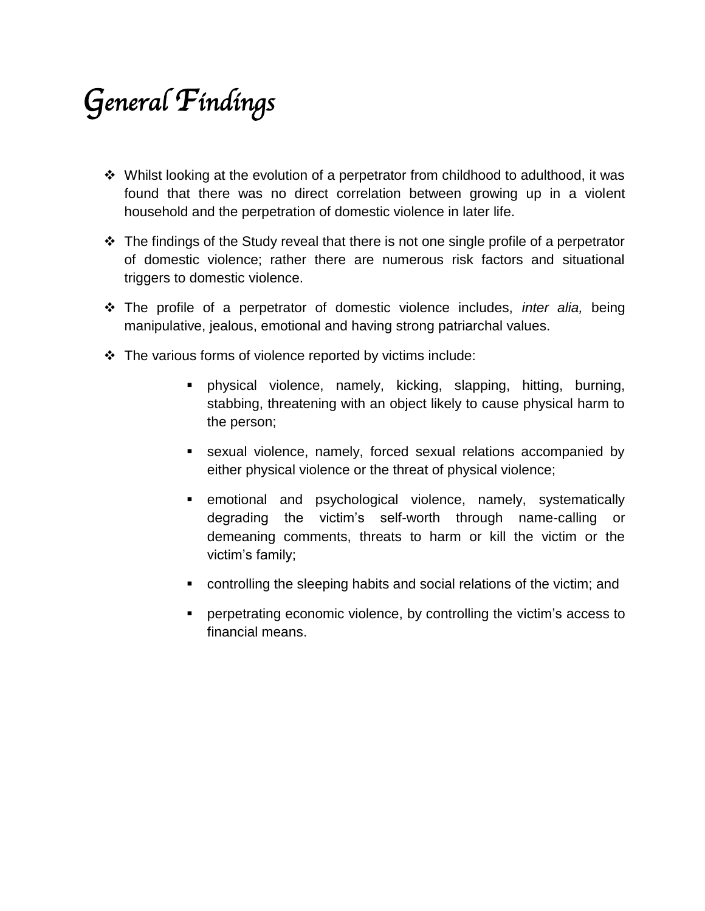# General Findings

- Whilst looking at the evolution of a perpetrator from childhood to adulthood, it was found that there was no direct correlation between growing up in a violent household and the perpetration of domestic violence in later life.

- The findings of the Study reveal that there is not one single profile of a perpetrator of domestic violence; rather there are numerous risk factors and situational triggers to domestic violence.

- The profile of a perpetrator of domestic violence includes, *inter alia,* being manipulative, jealous, emotional and having strong patriarchal values.

- The various forms of violence reported by victims include:

    - physical violence, namely, kicking, slapping, hitting, burning, stabbing, threatening with an object likely to cause physical harm to the person;

    - sexual violence, namely, forced sexual relations accompanied by either physical violence or the threat of physical violence;

    - emotional and psychological violence, namely, systematically degrading the victim's self-worth through name-calling or demeaning comments, threats to harm or kill the victim or the victim's family;

    - controlling the sleeping habits and social relations of the victim; and

    - perpetrating economic violence, by controlling the victim's access to financial means.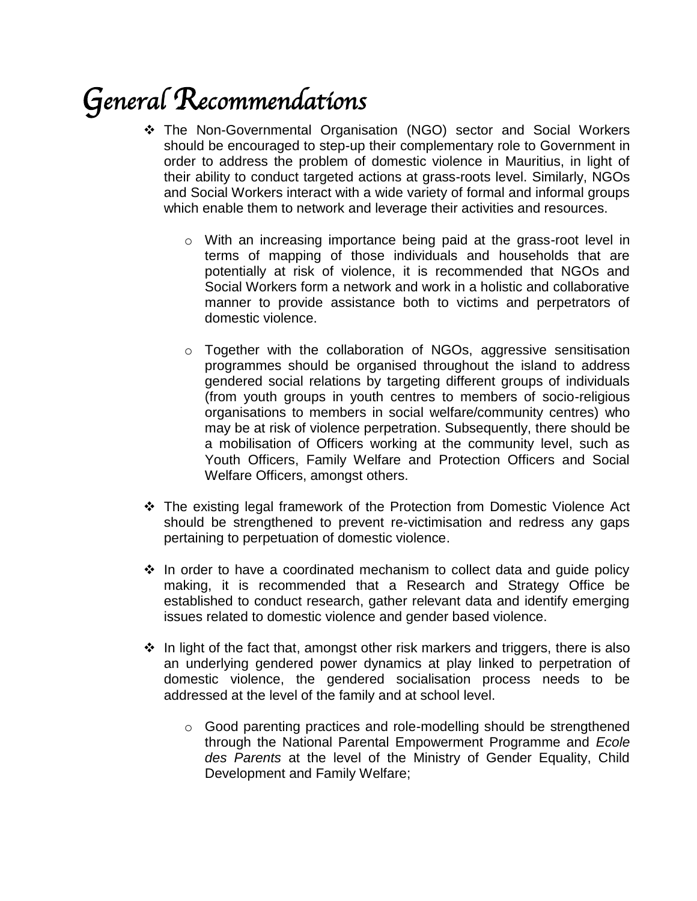# General Recommendations

- The Non-Governmental Organisation (NGO) sector and Social Workers should be encouraged to step-up their complementary role to Government in order to address the problem of domestic violence in Mauritius, in light of their ability to conduct targeted actions at grass-roots level. Similarly, NGOs and Social Workers interact with a wide variety of formal and informal groups which enable them to network and leverage their activities and resources.

    - With an increasing importance being paid at the grass-root level in terms of mapping of those individuals and households that are potentially at risk of violence, it is recommended that NGOs and Social Workers form a network and work in a holistic and collaborative manner to provide assistance both to victims and perpetrators of domestic violence.

    - Together with the collaboration of NGOs, aggressive sensitisation programmes should be organised throughout the island to address gendered social relations by targeting different groups of individuals (from youth groups in youth centres to members of socio-religious organisations to members in social welfare/community centres) who may be at risk of violence perpetration. Subsequently, there should be a mobilisation of Officers working at the community level, such as Youth Officers, Family Welfare and Protection Officers and Social Welfare Officers, amongst others.

- The existing legal framework of the Protection from Domestic Violence Act should be strengthened to prevent re-victimisation and redress any gaps pertaining to perpetuation of domestic violence.

- In order to have a coordinated mechanism to collect data and guide policy making, it is recommended that a Research and Strategy Office be established to conduct research, gather relevant data and identify emerging issues related to domestic violence and gender based violence.

- In light of the fact that, amongst other risk markers and triggers, there is also an underlying gendered power dynamics at play linked to perpetration of domestic violence, the gendered socialisation process needs to be addressed at the level of the family and at school level.

    - Good parenting practices and role-modelling should be strengthened through the National Parental Empowerment Programme and *Ecole des Parents* at the level of the Ministry of Gender Equality, Child Development and Family Welfare;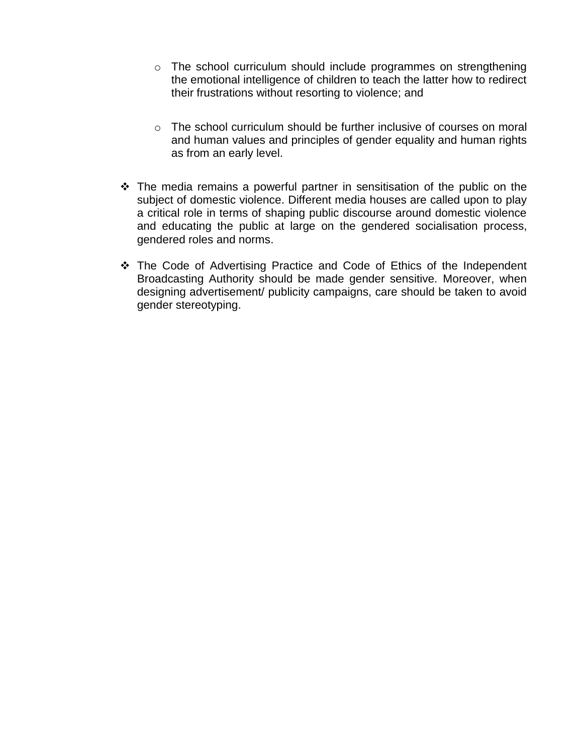- The school curriculum should include programmes on strengthening the emotional intelligence of children to teach the latter how to redirect their frustrations without resorting to violence; and

- The school curriculum should be further inclusive of courses on moral and human values and principles of gender equality and human rights as from an early level.

- The media remains a powerful partner in sensitisation of the public on the subject of domestic violence. Different media houses are called upon to play a critical role in terms of shaping public discourse around domestic violence and educating the public at large on the gendered socialisation process, gendered roles and norms.

- The Code of Advertising Practice and Code of Ethics of the Independent Broadcasting Authority should be made gender sensitive. Moreover, when designing advertisement/ publicity campaigns, care should be taken to avoid gender stereotyping.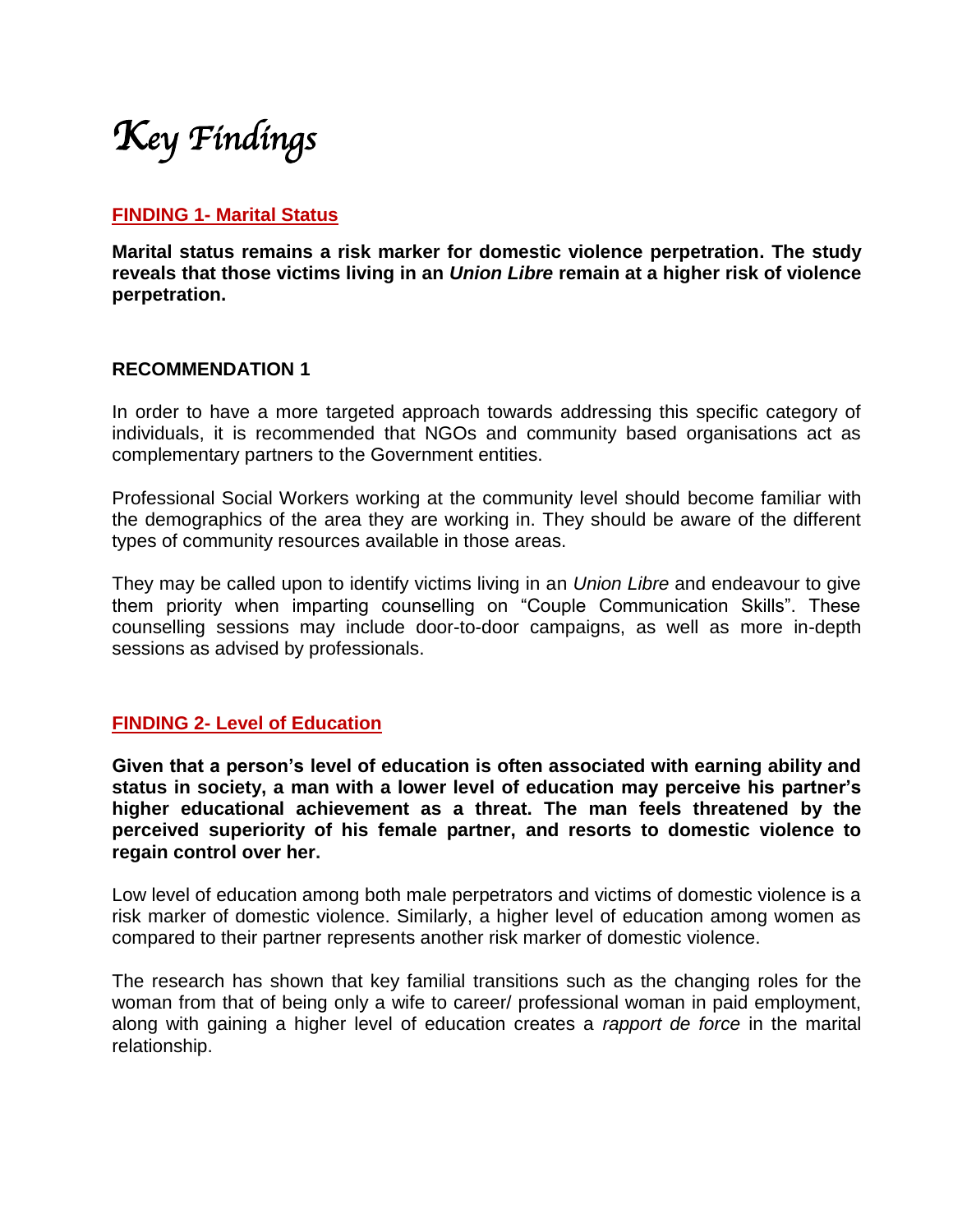# *Key Findings*

## FINDING 1- Marital Status

**Marital status remains a risk marker for domestic violence perpetration. The study reveals that those victims living in an *Union Libre* remain at a higher risk of violence perpetration.**

### RECOMMENDATION 1

In order to have a more targeted approach towards addressing this specific category of individuals, it is recommended that NGOs and community based organisations act as complementary partners to the Government entities.

Professional Social Workers working at the community level should become familiar with the demographics of the area they are working in. They should be aware of the different types of community resources available in those areas.

They may be called upon to identify victims living in an *Union Libre* and endeavour to give them priority when imparting counselling on "Couple Communication Skills". These counselling sessions may include door-to-door campaigns, as well as more in-depth sessions as advised by professionals.

## FINDING 2- Level of Education

**Given that a person's level of education is often associated with earning ability and status in society, a man with a lower level of education may perceive his partner's higher educational achievement as a threat. The man feels threatened by the perceived superiority of his female partner, and resorts to domestic violence to regain control over her.**

Low level of education among both male perpetrators and victims of domestic violence is a risk marker of domestic violence. Similarly, a higher level of education among women as compared to their partner represents another risk marker of domestic violence.

The research has shown that key familial transitions such as the changing roles for the woman from that of being only a wife to career/ professional woman in paid employment, along with gaining a higher level of education creates a *rapport de force* in the marital relationship.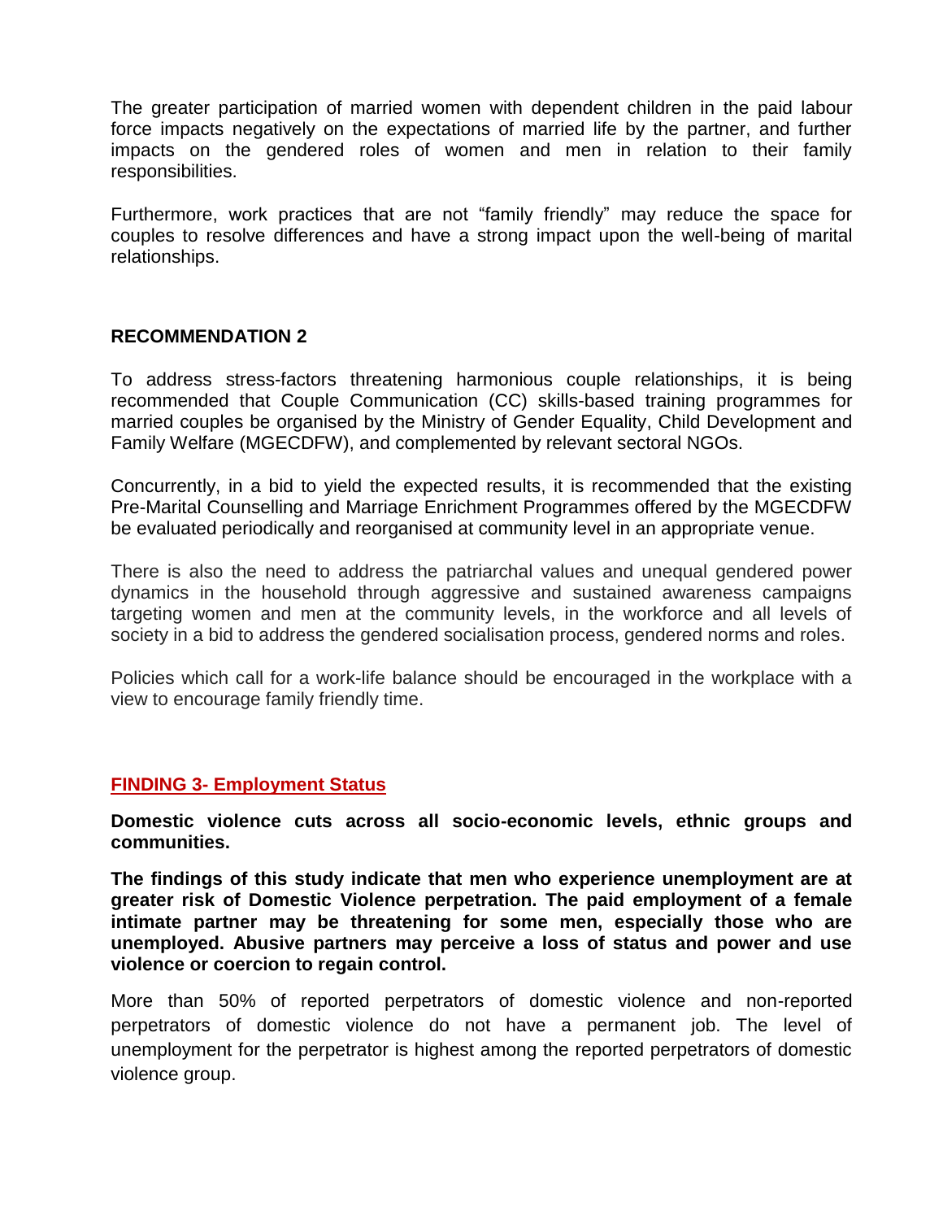The greater participation of married women with dependent children in the paid labour force impacts negatively on the expectations of married life by the partner, and further impacts on the gendered roles of women and men in relation to their family responsibilities.

Furthermore, work practices that are not "family friendly" may reduce the space for couples to resolve differences and have a strong impact upon the well-being of marital relationships.

## RECOMMENDATION 2

To address stress-factors threatening harmonious couple relationships, it is being recommended that Couple Communication (CC) skills-based training programmes for married couples be organised by the Ministry of Gender Equality, Child Development and Family Welfare (MGECDFW), and complemented by relevant sectoral NGOs.

Concurrently, in a bid to yield the expected results, it is recommended that the existing Pre-Marital Counselling and Marriage Enrichment Programmes offered by the MGECDFW be evaluated periodically and reorganised at community level in an appropriate venue.

There is also the need to address the patriarchal values and unequal gendered power dynamics in the household through aggressive and sustained awareness campaigns targeting women and men at the community levels, in the workforce and all levels of society in a bid to address the gendered socialisation process, gendered norms and roles.

Policies which call for a work-life balance should be encouraged in the workplace with a view to encourage family friendly time.

## FINDING 3- Employment Status

**Domestic violence cuts across all socio-economic levels, ethnic groups and communities.**

**The findings of this study indicate that men who experience unemployment are at greater risk of Domestic Violence perpetration. The paid employment of a female intimate partner may be threatening for some men, especially those who are unemployed. Abusive partners may perceive a loss of status and power and use violence or coercion to regain control.**

More than 50% of reported perpetrators of domestic violence and non-reported perpetrators of domestic violence do not have a permanent job. The level of unemployment for the perpetrator is highest among the reported perpetrators of domestic violence group.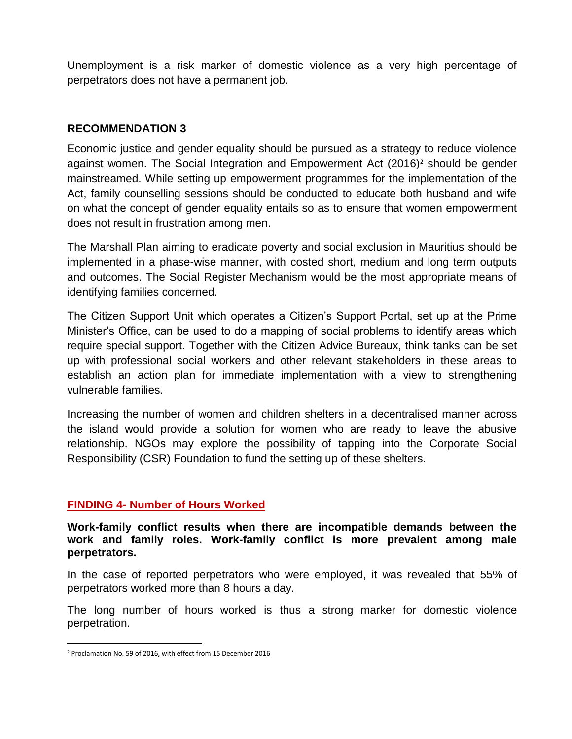Unemployment is a risk marker of domestic violence as a very high percentage of perpetrators does not have a permanent job.

### RECOMMENDATION 3

Economic justice and gender equality should be pursued as a strategy to reduce violence against women. The Social Integration and Empowerment Act (2016)[2] should be gender mainstreamed. While setting up empowerment programmes for the implementation of the Act, family counselling sessions should be conducted to educate both husband and wife on what the concept of gender equality entails so as to ensure that women empowerment does not result in frustration among men.

The Marshall Plan aiming to eradicate poverty and social exclusion in Mauritius should be implemented in a phase-wise manner, with costed short, medium and long term outputs and outcomes. The Social Register Mechanism would be the most appropriate means of identifying families concerned.

The Citizen Support Unit which operates a Citizen's Support Portal, set up at the Prime Minister's Office, can be used to do a mapping of social problems to identify areas which require special support. Together with the Citizen Advice Bureaux, think tanks can be set up with professional social workers and other relevant stakeholders in these areas to establish an action plan for immediate implementation with a view to strengthening vulnerable families.

Increasing the number of women and children shelters in a decentralised manner across the island would provide a solution for women who are ready to leave the abusive relationship. NGOs may explore the possibility of tapping into the Corporate Social Responsibility (CSR) Foundation to fund the setting up of these shelters.

### FINDING 4- Number of Hours Worked

**Work-family conflict results when there are incompatible demands between the work and family roles. Work-family conflict is more prevalent among male perpetrators.**

In the case of reported perpetrators who were employed, it was revealed that 55% of perpetrators worked more than 8 hours a day.

The long number of hours worked is thus a strong marker for domestic violence perpetration.

---

[2] Proclamation No. 59 of 2016, with effect from 15 December 2016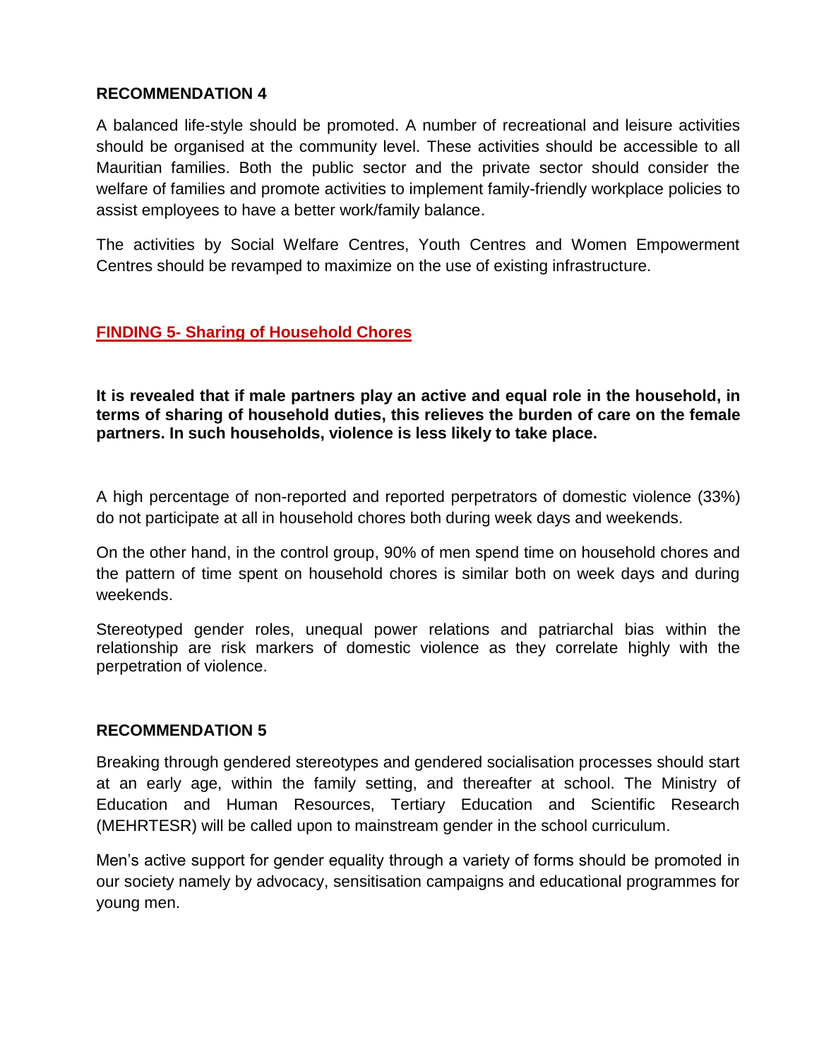### RECOMMENDATION 4

A balanced life-style should be promoted. A number of recreational and leisure activities should be organised at the community level. These activities should be accessible to all Mauritian families. Both the public sector and the private sector should consider the welfare of families and promote activities to implement family-friendly workplace policies to assist employees to have a better work/family balance.

The activities by Social Welfare Centres, Youth Centres and Women Empowerment Centres should be revamped to maximize on the use of existing infrastructure.

## FINDING 5- Sharing of Household Chores

**It is revealed that if male partners play an active and equal role in the household, in terms of sharing of household duties, this relieves the burden of care on the female partners. In such households, violence is less likely to take place.**

A high percentage of non-reported and reported perpetrators of domestic violence (33%) do not participate at all in household chores both during week days and weekends.

On the other hand, in the control group, 90% of men spend time on household chores and the pattern of time spent on household chores is similar both on week days and during weekends.

Stereotyped gender roles, unequal power relations and patriarchal bias within the relationship are risk markers of domestic violence as they correlate highly with the perpetration of violence.

### RECOMMENDATION 5

Breaking through gendered stereotypes and gendered socialisation processes should start at an early age, within the family setting, and thereafter at school. The Ministry of Education and Human Resources, Tertiary Education and Scientific Research (MEHRTESR) will be called upon to mainstream gender in the school curriculum.

Men's active support for gender equality through a variety of forms should be promoted in our society namely by advocacy, sensitisation campaigns and educational programmes for young men.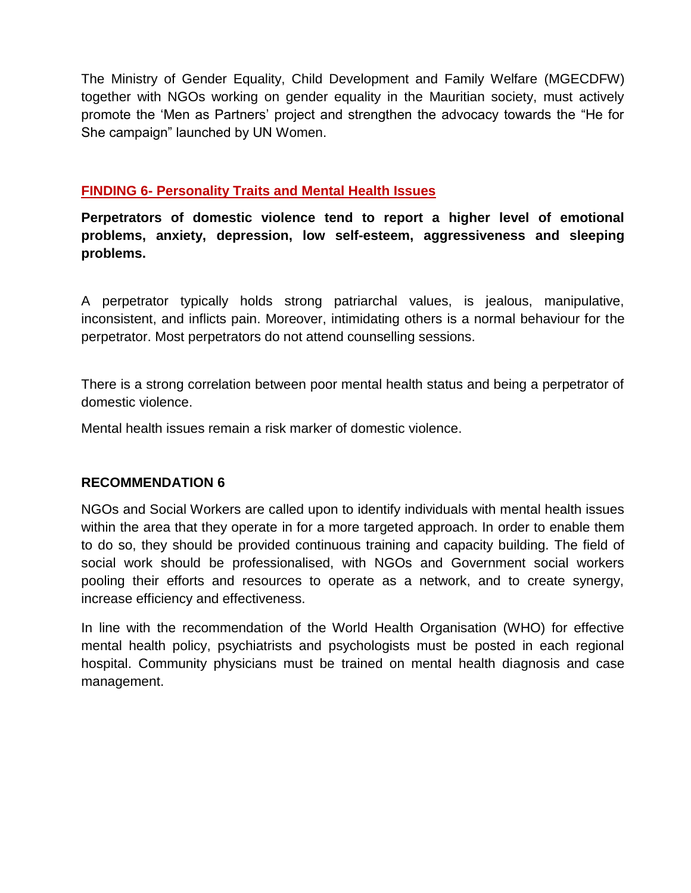The Ministry of Gender Equality, Child Development and Family Welfare (MGECDFW) together with NGOs working on gender equality in the Mauritian society, must actively promote the 'Men as Partners' project and strengthen the advocacy towards the "He for She campaign" launched by UN Women.

## FINDING 6- Personality Traits and Mental Health Issues

**Perpetrators of domestic violence tend to report a higher level of emotional problems, anxiety, depression, low self-esteem, aggressiveness and sleeping problems.**

A perpetrator typically holds strong patriarchal values, is jealous, manipulative, inconsistent, and inflicts pain. Moreover, intimidating others is a normal behaviour for the perpetrator. Most perpetrators do not attend counselling sessions.

There is a strong correlation between poor mental health status and being a perpetrator of domestic violence.

Mental health issues remain a risk marker of domestic violence.

## RECOMMENDATION 6

NGOs and Social Workers are called upon to identify individuals with mental health issues within the area that they operate in for a more targeted approach. In order to enable them to do so, they should be provided continuous training and capacity building. The field of social work should be professionalised, with NGOs and Government social workers pooling their efforts and resources to operate as a network, and to create synergy, increase efficiency and effectiveness.

In line with the recommendation of the World Health Organisation (WHO) for effective mental health policy, psychiatrists and psychologists must be posted in each regional hospital. Community physicians must be trained on mental health diagnosis and case management.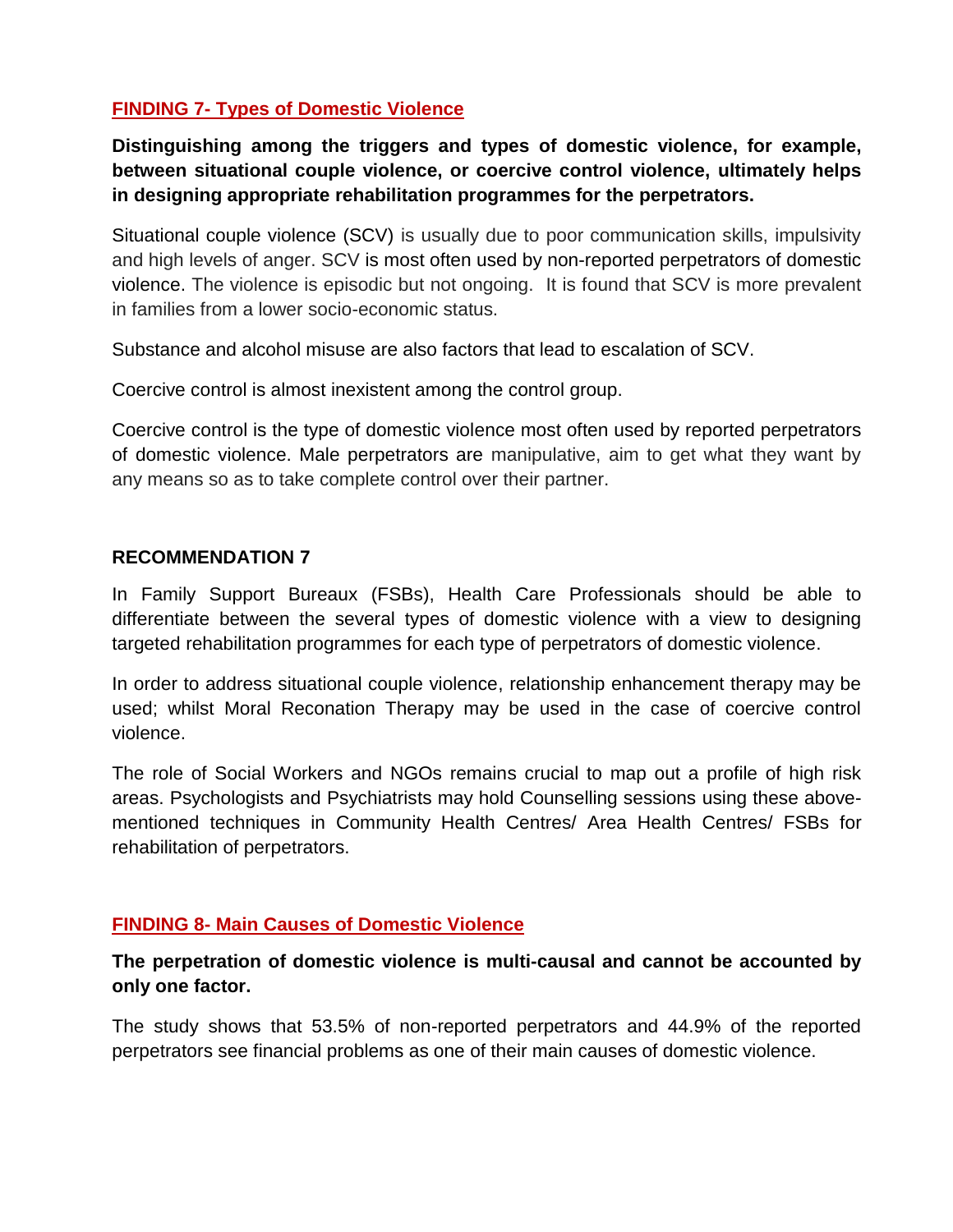## FINDING 7- Types of Domestic Violence

**Distinguishing among the triggers and types of domestic violence, for example, between situational couple violence, or coercive control violence, ultimately helps in designing appropriate rehabilitation programmes for the perpetrators.**

Situational couple violence (SCV) is usually due to poor communication skills, impulsivity and high levels of anger. SCV is most often used by non-reported perpetrators of domestic violence. The violence is episodic but not ongoing. It is found that SCV is more prevalent in families from a lower socio-economic status.

Substance and alcohol misuse are also factors that lead to escalation of SCV.

Coercive control is almost inexistent among the control group.

Coercive control is the type of domestic violence most often used by reported perpetrators of domestic violence. Male perpetrators are manipulative, aim to get what they want by any means so as to take complete control over their partner.

### RECOMMENDATION 7

In Family Support Bureaux (FSBs), Health Care Professionals should be able to differentiate between the several types of domestic violence with a view to designing targeted rehabilitation programmes for each type of perpetrators of domestic violence.

In order to address situational couple violence, relationship enhancement therapy may be used; whilst Moral Reconation Therapy may be used in the case of coercive control violence.

The role of Social Workers and NGOs remains crucial to map out a profile of high risk areas. Psychologists and Psychiatrists may hold Counselling sessions using these above-mentioned techniques in Community Health Centres/ Area Health Centres/ FSBs for rehabilitation of perpetrators.

## FINDING 8- Main Causes of Domestic Violence

**The perpetration of domestic violence is multi-causal and cannot be accounted by only one factor.**

The study shows that 53.5% of non-reported perpetrators and 44.9% of the reported perpetrators see financial problems as one of their main causes of domestic violence.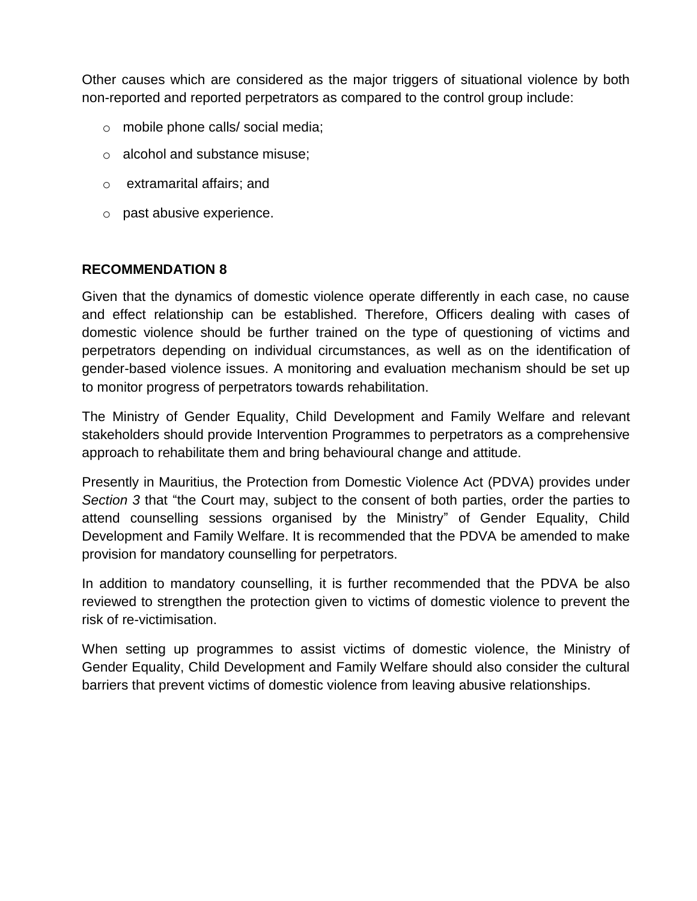Other causes which are considered as the major triggers of situational violence by both non-reported and reported perpetrators as compared to the control group include:

- mobile phone calls/ social media;
- alcohol and substance misuse;
- extramarital affairs; and
- past abusive experience.

**RECOMMENDATION 8**

Given that the dynamics of domestic violence operate differently in each case, no cause and effect relationship can be established. Therefore, Officers dealing with cases of domestic violence should be further trained on the type of questioning of victims and perpetrators depending on individual circumstances, as well as on the identification of gender-based violence issues. A monitoring and evaluation mechanism should be set up to monitor progress of perpetrators towards rehabilitation.

The Ministry of Gender Equality, Child Development and Family Welfare and relevant stakeholders should provide Intervention Programmes to perpetrators as a comprehensive approach to rehabilitate them and bring behavioural change and attitude.

Presently in Mauritius, the Protection from Domestic Violence Act (PDVA) provides under *Section 3* that "the Court may, subject to the consent of both parties, order the parties to attend counselling sessions organised by the Ministry" of Gender Equality, Child Development and Family Welfare. It is recommended that the PDVA be amended to make provision for mandatory counselling for perpetrators.

In addition to mandatory counselling, it is further recommended that the PDVA be also reviewed to strengthen the protection given to victims of domestic violence to prevent the risk of re-victimisation.

When setting up programmes to assist victims of domestic violence, the Ministry of Gender Equality, Child Development and Family Welfare should also consider the cultural barriers that prevent victims of domestic violence from leaving abusive relationships.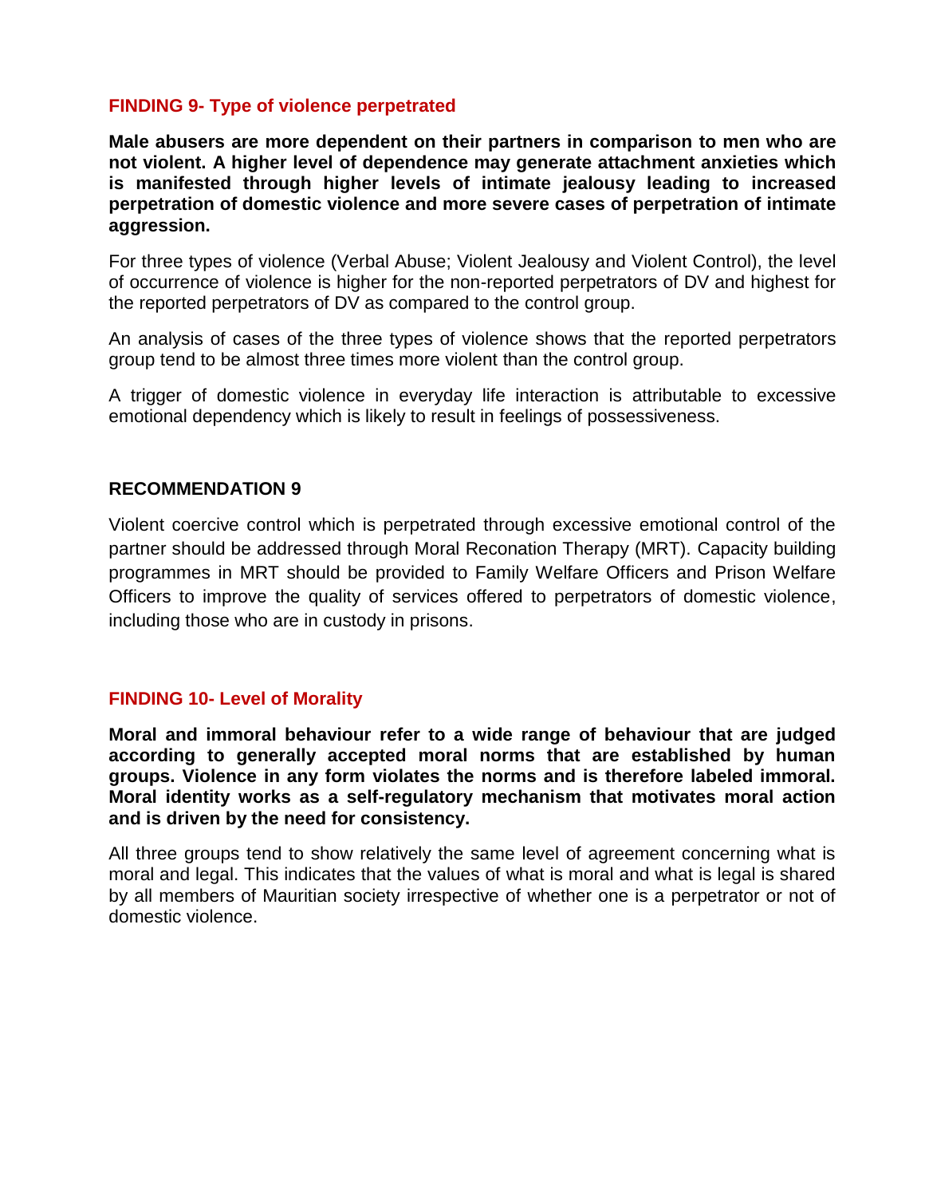### FINDING 9- Type of violence perpetrated

**Male abusers are more dependent on their partners in comparison to men who are not violent. A higher level of dependence may generate attachment anxieties which is manifested through higher levels of intimate jealousy leading to increased perpetration of domestic violence and more severe cases of perpetration of intimate aggression.**

For three types of violence (Verbal Abuse; Violent Jealousy and Violent Control), the level of occurrence of violence is higher for the non-reported perpetrators of DV and highest for the reported perpetrators of DV as compared to the control group.

An analysis of cases of the three types of violence shows that the reported perpetrators group tend to be almost three times more violent than the control group.

A trigger of domestic violence in everyday life interaction is attributable to excessive emotional dependency which is likely to result in feelings of possessiveness.

### RECOMMENDATION 9

Violent coercive control which is perpetrated through excessive emotional control of the partner should be addressed through Moral Reconation Therapy (MRT). Capacity building programmes in MRT should be provided to Family Welfare Officers and Prison Welfare Officers to improve the quality of services offered to perpetrators of domestic violence, including those who are in custody in prisons.

### FINDING 10- Level of Morality

**Moral and immoral behaviour refer to a wide range of behaviour that are judged according to generally accepted moral norms that are established by human groups. Violence in any form violates the norms and is therefore labeled immoral. Moral identity works as a self-regulatory mechanism that motivates moral action and is driven by the need for consistency.**

All three groups tend to show relatively the same level of agreement concerning what is moral and legal. This indicates that the values of what is moral and what is legal is shared by all members of Mauritian society irrespective of whether one is a perpetrator or not of domestic violence.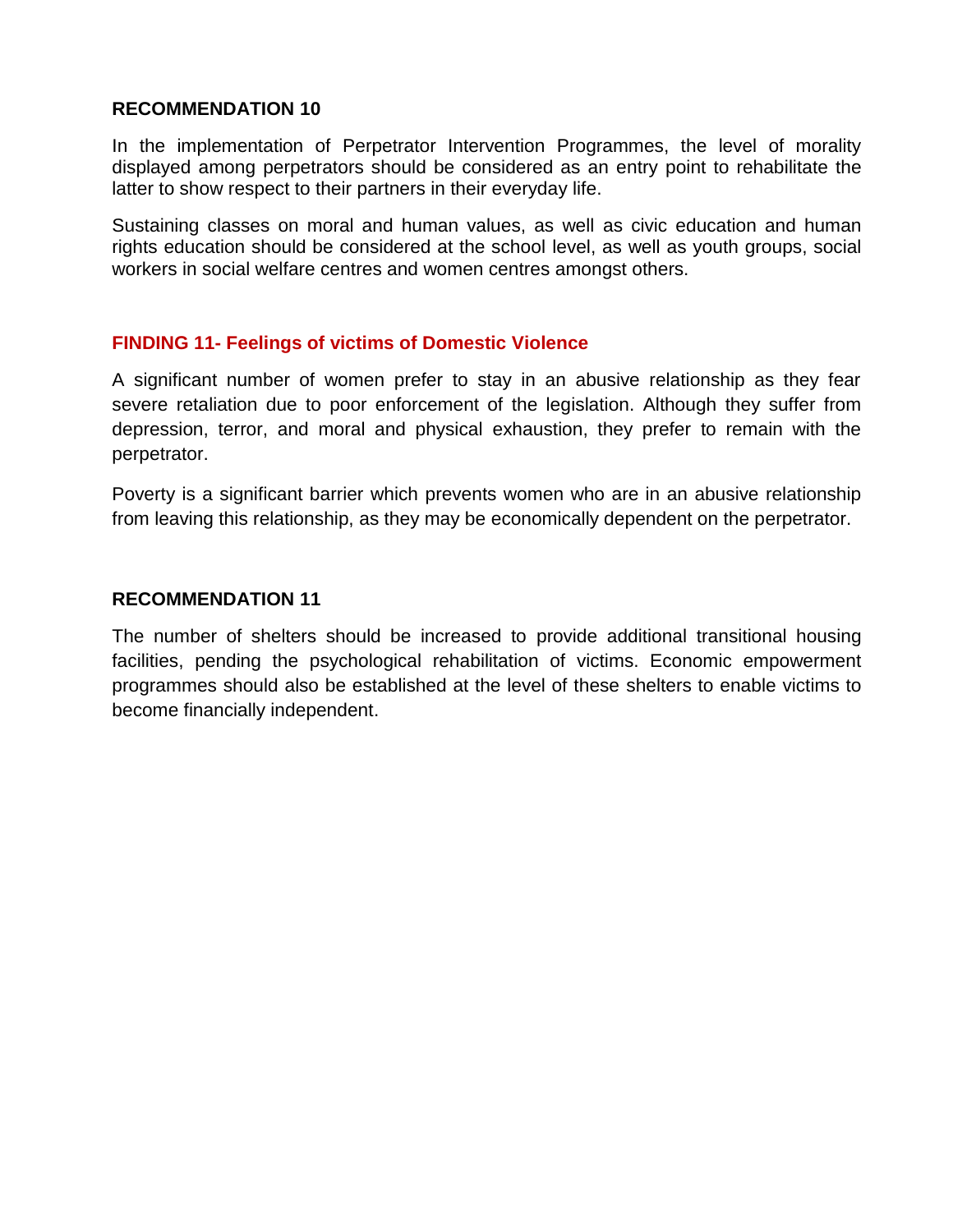**RECOMMENDATION 10**

In the implementation of Perpetrator Intervention Programmes, the level of morality displayed among perpetrators should be considered as an entry point to rehabilitate the latter to show respect to their partners in their everyday life.

Sustaining classes on moral and human values, as well as civic education and human rights education should be considered at the school level, as well as youth groups, social workers in social welfare centres and women centres amongst others.

## FINDING 11- Feelings of victims of Domestic Violence

A significant number of women prefer to stay in an abusive relationship as they fear severe retaliation due to poor enforcement of the legislation. Although they suffer from depression, terror, and moral and physical exhaustion, they prefer to remain with the perpetrator.

Poverty is a significant barrier which prevents women who are in an abusive relationship from leaving this relationship, as they may be economically dependent on the perpetrator.

**RECOMMENDATION 11**

The number of shelters should be increased to provide additional transitional housing facilities, pending the psychological rehabilitation of victims. Economic empowerment programmes should also be established at the level of these shelters to enable victims to become financially independent.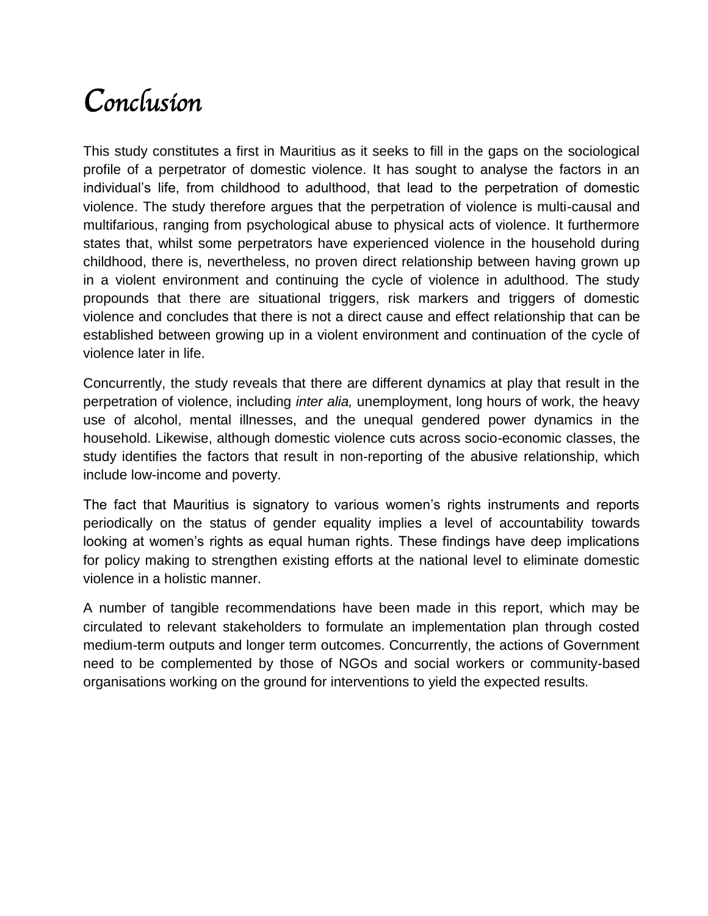# Conclusion

This study constitutes a first in Mauritius as it seeks to fill in the gaps on the sociological profile of a perpetrator of domestic violence. It has sought to analyse the factors in an individual's life, from childhood to adulthood, that lead to the perpetration of domestic violence. The study therefore argues that the perpetration of violence is multi-causal and multifarious, ranging from psychological abuse to physical acts of violence. It furthermore states that, whilst some perpetrators have experienced violence in the household during childhood, there is, nevertheless, no proven direct relationship between having grown up in a violent environment and continuing the cycle of violence in adulthood. The study propounds that there are situational triggers, risk markers and triggers of domestic violence and concludes that there is not a direct cause and effect relationship that can be established between growing up in a violent environment and continuation of the cycle of violence later in life.

Concurrently, the study reveals that there are different dynamics at play that result in the perpetration of violence, including *inter alia,* unemployment, long hours of work, the heavy use of alcohol, mental illnesses, and the unequal gendered power dynamics in the household. Likewise, although domestic violence cuts across socio-economic classes, the study identifies the factors that result in non-reporting of the abusive relationship, which include low-income and poverty.

The fact that Mauritius is signatory to various women's rights instruments and reports periodically on the status of gender equality implies a level of accountability towards looking at women's rights as equal human rights. These findings have deep implications for policy making to strengthen existing efforts at the national level to eliminate domestic violence in a holistic manner.

A number of tangible recommendations have been made in this report, which may be circulated to relevant stakeholders to formulate an implementation plan through costed medium-term outputs and longer term outcomes. Concurrently, the actions of Government need to be complemented by those of NGOs and social workers or community-based organisations working on the ground for interventions to yield the expected results.